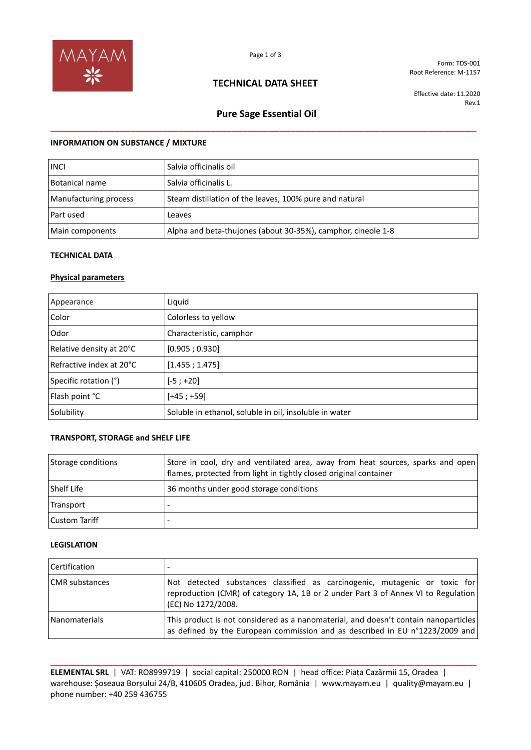Form: TDS-001
Root Reference: M-1157

# TECHNICAL DATA SHEET

Effective date: 11.2020
Rev.1

## Pure Sage Essential Oil

### INFORMATION ON SUBSTANCE / MIXTURE

| | |
|---|---|
| INCI | Salvia officinalis oil |
| Botanical name | Salvia officinalis L. |
| Manufacturing process | Steam distillation of the leaves, 100% pure and natural |
| Part used | Leaves |
| Main components | Alpha and beta-thujones (about 30-35%), camphor, cineole 1-8 |

### TECHNICAL DATA

**Physical parameters**

| | |
|---|---|
| Appearance | Liquid |
| Color | Colorless to yellow |
| Odor | Characteristic, camphor |
| Relative density at 20°C | [0.905 ; 0.930] |
| Refractive index at 20°C | [1.455 ; 1.475] |
| Specific rotation (°) | [-5 ; +20] |
| Flash point °C | [+45 ; +59] |
| Solubility | Soluble in ethanol, soluble in oil, insoluble in water |

### TRANSPORT, STORAGE and SHELF LIFE

| | |
|---|---|
| Storage conditions | Store in cool, dry and ventilated area, away from heat sources, sparks and open flames, protected from light in tightly closed original container |
| Shelf Life | 36 months under good storage conditions |
| Transport | - |
| Custom Tariff | - |

### LEGISLATION

| | |
|---|---|
| Certification | - |
| CMR substances | Not detected substances classified as carcinogenic, mutagenic or toxic for reproduction (CMR) of category 1A, 1B or 2 under Part 3 of Annex VI to Regulation (EC) No 1272/2008. |
| Nanomaterials | This product is not considered as a nanomaterial, and doesn't contain nanoparticles as defined by the European commission and as described in EU n°1223/2009 and |

**ELEMENTAL SRL** | VAT: RO8999719 | social capital: 250000 RON | head office: Piața Cazărmii 15, Oradea | warehouse: Șoseaua Borșului 24/B, 410605 Oradea, jud. Bihor, România | www.mayam.eu | quality@mayam.eu | phone number: +40 259 436755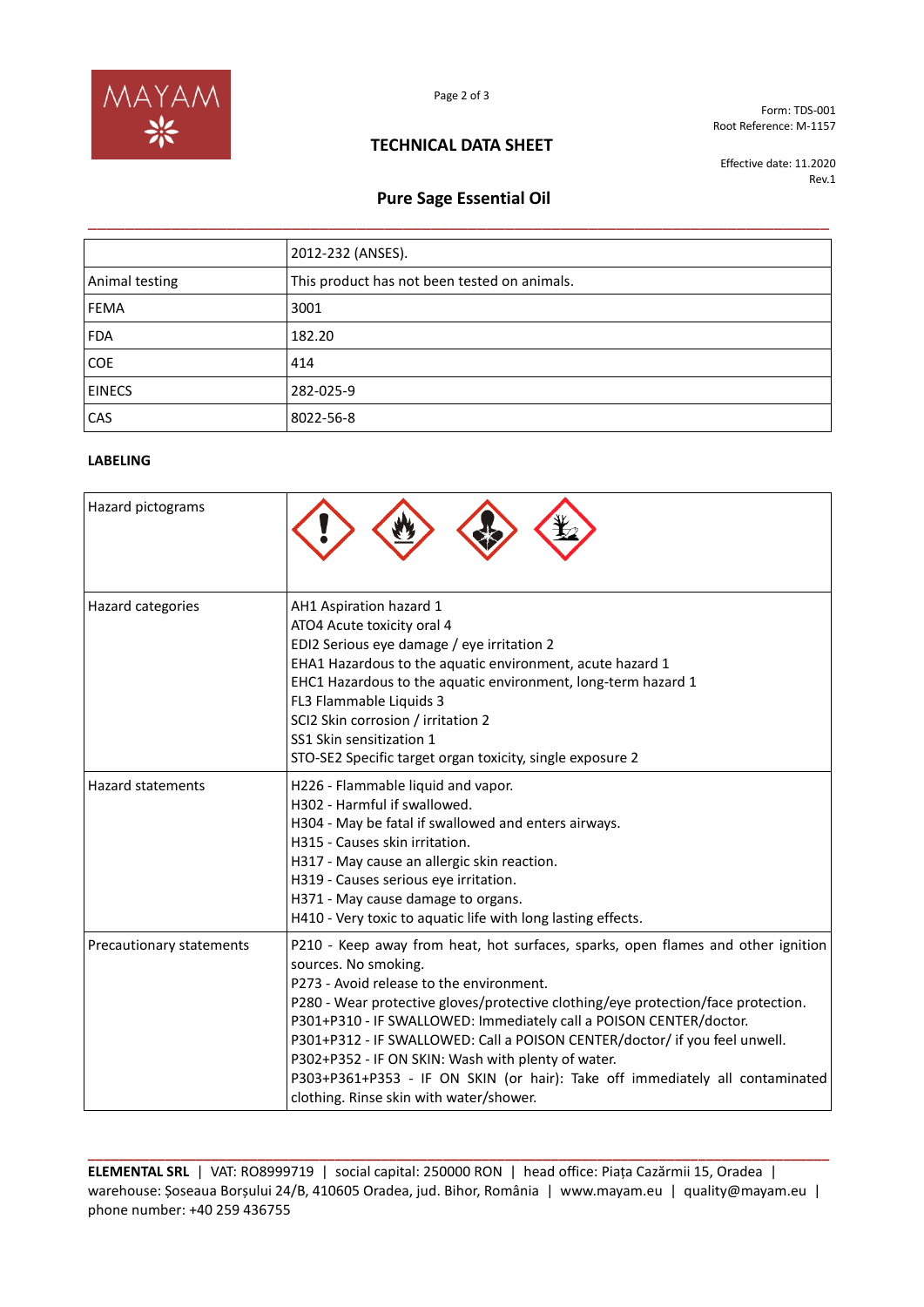| | |
|---|---|
| | 2012-232 (ANSES). |
| Animal testing | This product has not been tested on animals. |
| FEMA | 3001 |
| FDA | 182.20 |
| COE | 414 |
| EINECS | 282-025-9 |
| CAS | 8022-56-8 |

**LABELING**

| | |
|---|---|
| Hazard pictograms | |
| Hazard categories | AH1 Aspiration hazard 1<br>ATO4 Acute toxicity oral 4<br>EDI2 Serious eye damage / eye irritation 2<br>EHA1 Hazardous to the aquatic environment, acute hazard 1<br>EHC1 Hazardous to the aquatic environment, long-term hazard 1<br>FL3 Flammable Liquids 3<br>SCI2 Skin corrosion / irritation 2<br>SS1 Skin sensitization 1<br>STO-SE2 Specific target organ toxicity, single exposure 2 |
| Hazard statements | H226 - Flammable liquid and vapor.<br>H302 - Harmful if swallowed.<br>H304 - May be fatal if swallowed and enters airways.<br>H315 - Causes skin irritation.<br>H317 - May cause an allergic skin reaction.<br>H319 - Causes serious eye irritation.<br>H371 - May cause damage to organs.<br>H410 - Very toxic to aquatic life with long lasting effects. |
| Precautionary statements | P210 - Keep away from heat, hot surfaces, sparks, open flames and other ignition sources. No smoking.<br>P273 - Avoid release to the environment.<br>P280 - Wear protective gloves/protective clothing/eye protection/face protection.<br>P301+P310 - IF SWALLOWED: Immediately call a POISON CENTER/doctor.<br>P301+P312 - IF SWALLOWED: Call a POISON CENTER/doctor/ if you feel unwell.<br>P302+P352 - IF ON SKIN: Wash with plenty of water.<br>P303+P361+P353 - IF ON SKIN (or hair): Take off immediately all contaminated clothing. Rinse skin with water/shower. |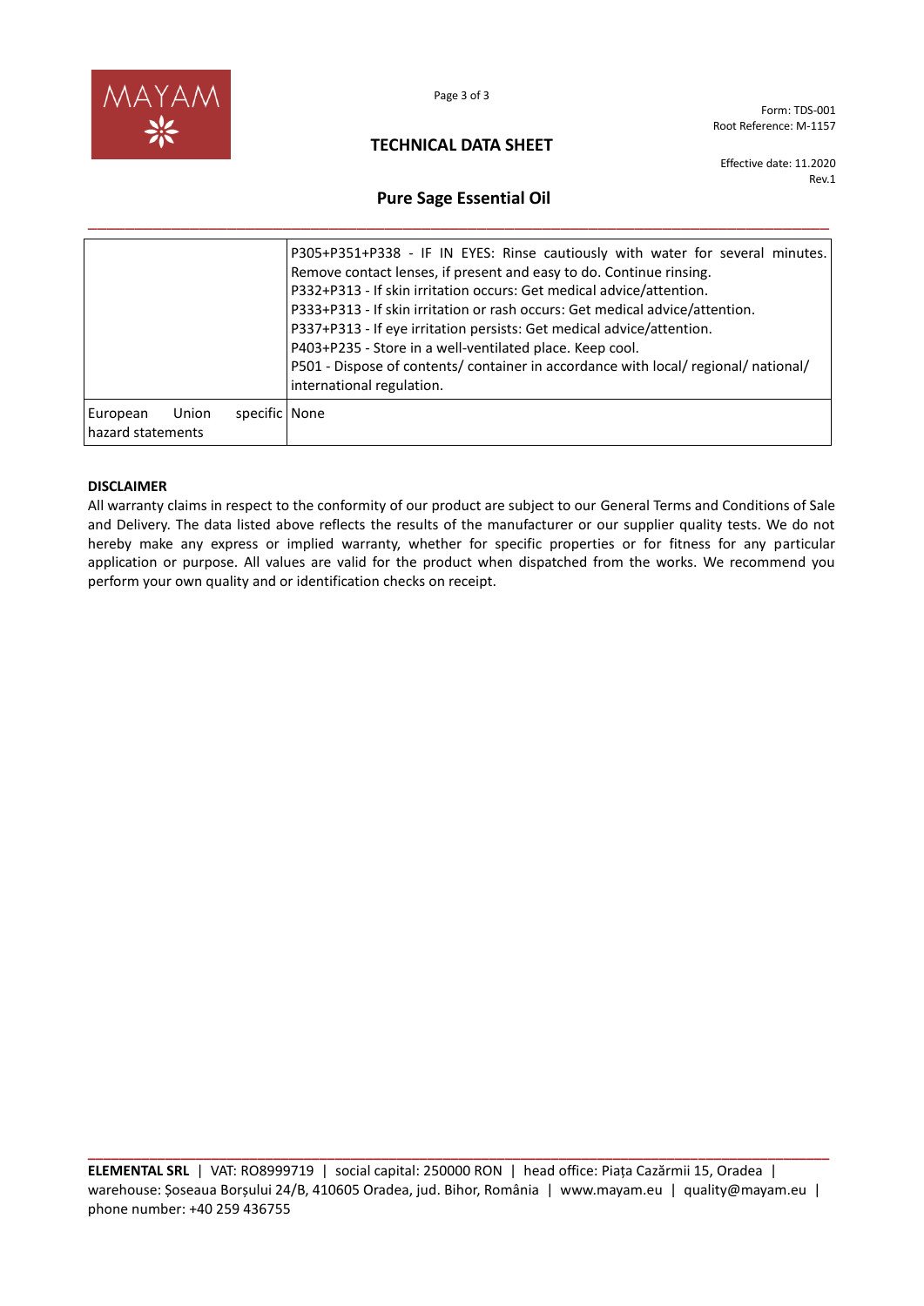| | |
|---|---|
| | P305+P351+P338 - IF IN EYES: Rinse cautiously with water for several minutes. Remove contact lenses, if present and easy to do. Continue rinsing.<br>P332+P313 - If skin irritation occurs: Get medical advice/attention.<br>P333+P313 - If skin irritation or rash occurs: Get medical advice/attention.<br>P337+P313 - If eye irritation persists: Get medical advice/attention.<br>P403+P235 - Store in a well-ventilated place. Keep cool.<br>P501 - Dispose of contents/ container in accordance with local/ regional/ national/ international regulation. |
| European Union specific hazard statements | None |

**DISCLAIMER**

All warranty claims in respect to the conformity of our product are subject to our General Terms and Conditions of Sale and Delivery. The data listed above reflects the results of the manufacturer or our supplier quality tests. We do not hereby make any express or implied warranty, whether for specific properties or for fitness for any particular application or purpose. All values are valid for the product when dispatched from the works. We recommend you perform your own quality and or identification checks on receipt.